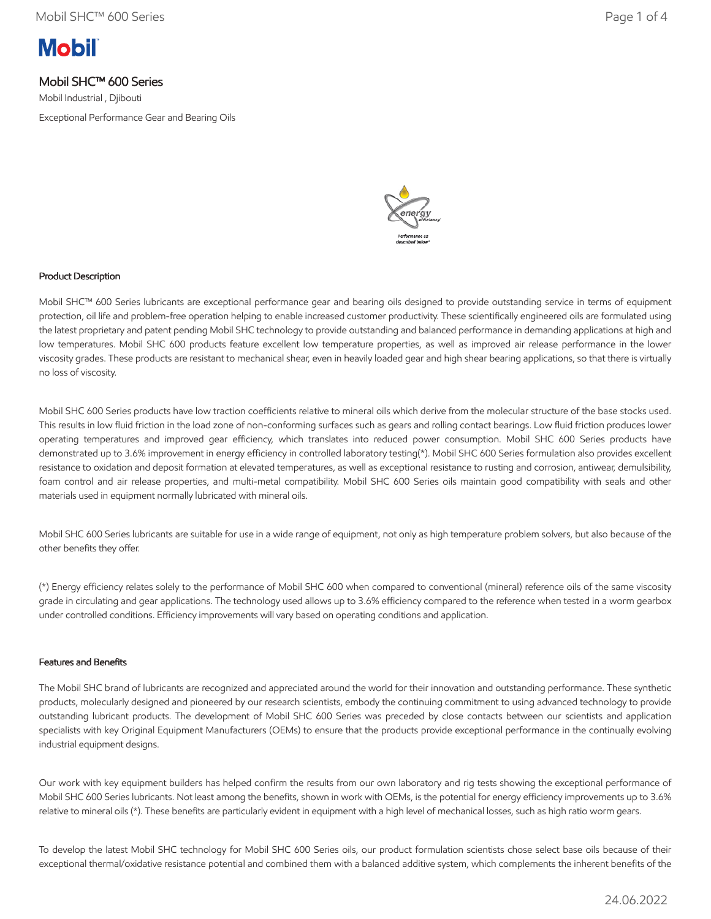# Mobil SHC™ 600 Series

Mobil Industrial , Djibouti

Exceptional Performance Gear and Bearing Oils

### Product Description

Mobil SHC™ 600 Series lubricants are exceptional performance gear and bearing oils designed to provide outstanding service in terms of equipment protection, oil life and problem-free operation helping to enable increased customer productivity. These scientifically engineered oils are formulated using the latest proprietary and patent pending Mobil SHC technology to provide outstanding and balanced performance in demanding applications at high and low temperatures. Mobil SHC 600 products feature excellent low temperature properties, as well as improved air release performance in the lower viscosity grades. These products are resistant to mechanical shear, even in heavily loaded gear and high shear bearing applications, so that there is virtually no loss of viscosity.

Mobil SHC 600 Series products have low traction coefficients relative to mineral oils which derive from the molecular structure of the base stocks used. This results in low fluid friction in the load zone of non-conforming surfaces such as gears and rolling contact bearings. Low fluid friction produces lower operating temperatures and improved gear efficiency, which translates into reduced power consumption. Mobil SHC 600 Series products have demonstrated up to 3.6% improvement in energy efficiency in controlled laboratory testing(*). Mobil SHC 600 Series formulation also provides excellent resistance to oxidation and deposit formation at elevated temperatures, as well as exceptional resistance to rusting and corrosion, antiwear, demulsibility, foam control and air release properties, and multi-metal compatibility. Mobil SHC 600 Series oils maintain good compatibility with seals and other materials used in equipment normally lubricated with mineral oils.

Mobil SHC 600 Series lubricants are suitable for use in a wide range of equipment, not only as high temperature problem solvers, but also because of the other benefits they offer.

(*) Energy efficiency relates solely to the performance of Mobil SHC 600 when compared to conventional (mineral) reference oils of the same viscosity grade in circulating and gear applications. The technology used allows up to 3.6% efficiency compared to the reference when tested in a worm gearbox under controlled conditions. Efficiency improvements will vary based on operating conditions and application.

### Features and Benefits

The Mobil SHC brand of lubricants are recognized and appreciated around the world for their innovation and outstanding performance. These synthetic products, molecularly designed and pioneered by our research scientists, embody the continuing commitment to using advanced technology to provide outstanding lubricant products. The development of Mobil SHC 600 Series was preceded by close contacts between our scientists and application specialists with key Original Equipment Manufacturers (OEMs) to ensure that the products provide exceptional performance in the continually evolving industrial equipment designs.

Our work with key equipment builders has helped confirm the results from our own laboratory and rig tests showing the exceptional performance of Mobil SHC 600 Series lubricants. Not least among the benefits, shown in work with OEMs, is the potential for energy efficiency improvements up to 3.6% relative to mineral oils (*). These benefits are particularly evident in equipment with a high level of mechanical losses, such as high ratio worm gears.

To develop the latest Mobil SHC technology for Mobil SHC 600 Series oils, our product formulation scientists chose select base oils because of their exceptional thermal/oxidative resistance potential and combined them with a balanced additive system, which complements the inherent benefits of the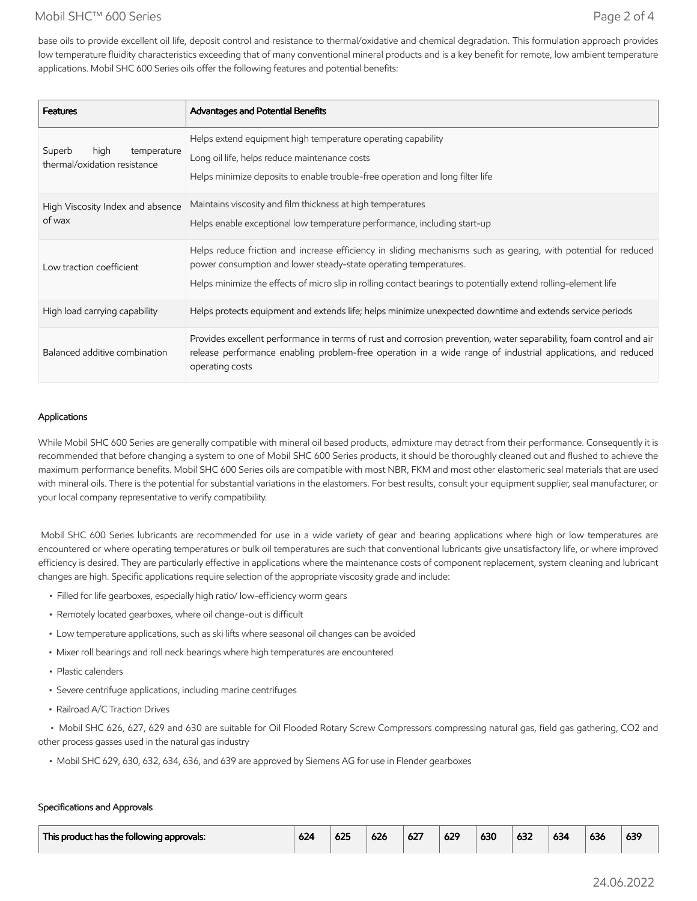base oils to provide excellent oil life, deposit control and resistance to thermal/oxidative and chemical degradation. This formulation approach provides low temperature fluidity characteristics exceeding that of many conventional mineral products and is a key benefit for remote, low ambient temperature applications. Mobil SHC 600 Series oils offer the following features and potential benefits:

| Features | Advantages and Potential Benefits |
|---|---|
| Superb high temperature thermal/oxidation resistance | Helps extend equipment high temperature operating capability<br>Long oil life, helps reduce maintenance costs<br>Helps minimize deposits to enable trouble-free operation and long filter life |
| High Viscosity Index and absence of wax | Maintains viscosity and film thickness at high temperatures<br>Helps enable exceptional low temperature performance, including start-up |
| Low traction coefficient | Helps reduce friction and increase efficiency in sliding mechanisms such as gearing, with potential for reduced power consumption and lower steady-state operating temperatures.<br>Helps minimize the effects of micro slip in rolling contact bearings to potentially extend rolling-element life |
| High load carrying capability | Helps protects equipment and extends life; helps minimize unexpected downtime and extends service periods |
| Balanced additive combination | Provides excellent performance in terms of rust and corrosion prevention, water separability, foam control and air release performance enabling problem-free operation in a wide range of industrial applications, and reduced operating costs |

## Applications

While Mobil SHC 600 Series are generally compatible with mineral oil based products, admixture may detract from their performance. Consequently it is recommended that before changing a system to one of Mobil SHC 600 Series products, it should be thoroughly cleaned out and flushed to achieve the maximum performance benefits. Mobil SHC 600 Series oils are compatible with most NBR, FKM and most other elastomeric seal materials that are used with mineral oils. There is the potential for substantial variations in the elastomers. For best results, consult your equipment supplier, seal manufacturer, or your local company representative to verify compatibility.

Mobil SHC 600 Series lubricants are recommended for use in a wide variety of gear and bearing applications where high or low temperatures are encountered or where operating temperatures or bulk oil temperatures are such that conventional lubricants give unsatisfactory life, or where improved efficiency is desired. They are particularly effective in applications where the maintenance costs of component replacement, system cleaning and lubricant changes are high. Specific applications require selection of the appropriate viscosity grade and include:

- Filled for life gearboxes, especially high ratio/ low-efficiency worm gears
- Remotely located gearboxes, where oil change-out is difficult
- Low temperature applications, such as ski lifts where seasonal oil changes can be avoided
- Mixer roll bearings and roll neck bearings where high temperatures are encountered
- Plastic calenders
- Severe centrifuge applications, including marine centrifuges
- Railroad A/C Traction Drives
- Mobil SHC 626, 627, 629 and 630 are suitable for Oil Flooded Rotary Screw Compressors compressing natural gas, field gas gathering, $CO_2$ and other process gasses used in the natural gas industry
- Mobil SHC 629, 630, 632, 634, 636, and 639 are approved by Siemens AG for use in Flender gearboxes

## Specifications and Approvals

| This product has the following approvals: | 624 | 625 | 626 | 627 | 629 | 630 | 632 | 634 | 636 | 639 |
|---|---|---|---|---|---|---|---|---|---|---|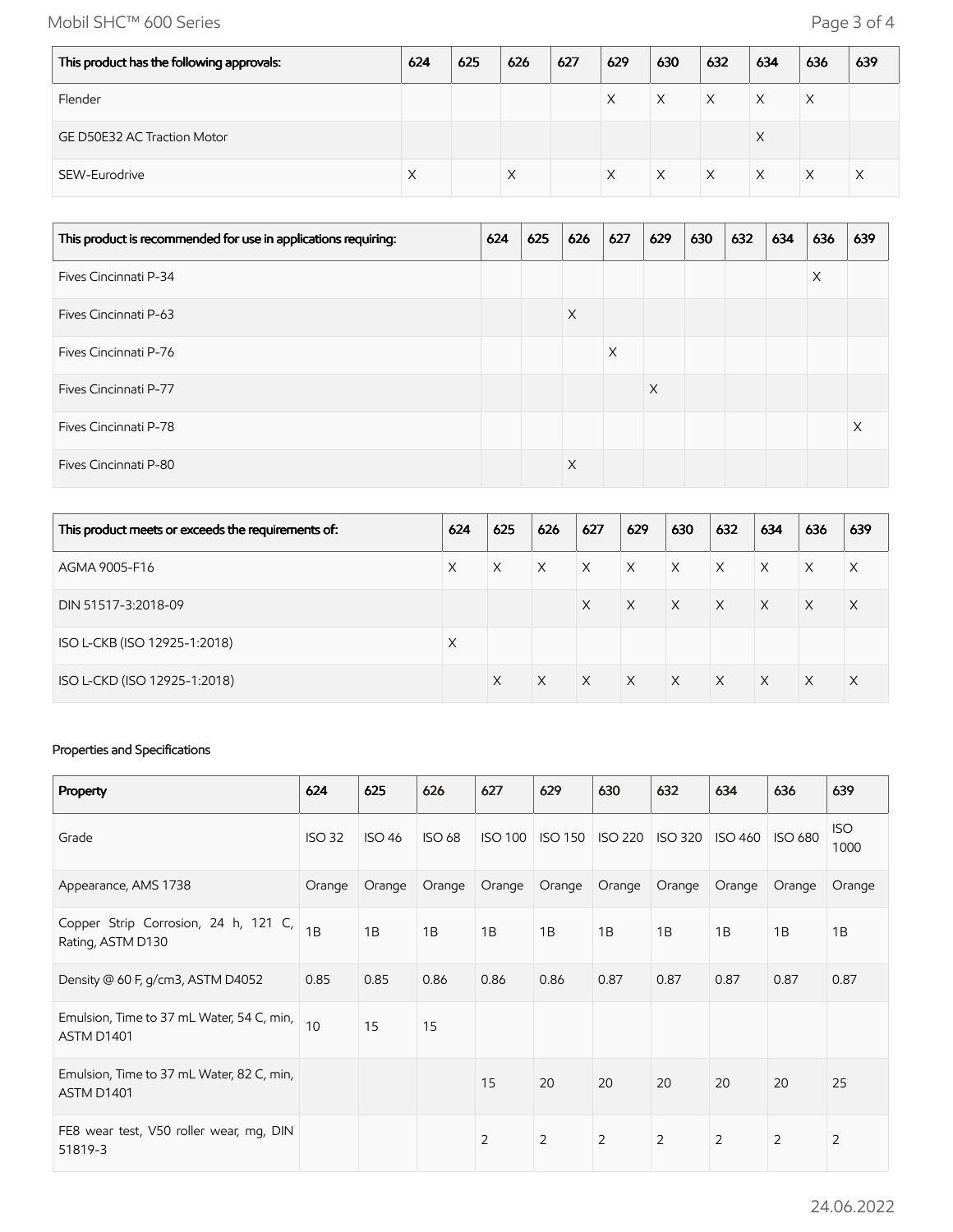| This product has the following approvals: | 624 | 625 | 626 | 627 | 629 | 630 | 632 | 634 | 636 | 639 |
|---|---|---|---|---|---|---|---|---|---|---|
| Flender | | | | | X | X | X | X | X | |
| GE D50E32 AC Traction Motor | | | | | | | | X | | |
| SEW-Eurodrive | X | | X | | X | X | X | X | X | X |

| This product is recommended for use in applications requiring: | 624 | 625 | 626 | 627 | 629 | 630 | 632 | 634 | 636 | 639 |
|---|---|---|---|---|---|---|---|---|---|---|
| Fives Cincinnati P-34 | | | | | | | | | X | |
| Fives Cincinnati P-63 | | | X | | | | | | | |
| Fives Cincinnati P-76 | | | | X | | | | | | |
| Fives Cincinnati P-77 | | | | | X | | | | | |
| Fives Cincinnati P-78 | | | | | | | | | | X |
| Fives Cincinnati P-80 | | | X | | | | | | | |

| This product meets or exceeds the requirements of: | 624 | 625 | 626 | 627 | 629 | 630 | 632 | 634 | 636 | 639 |
|---|---|---|---|---|---|---|---|---|---|---|
| AGMA 9005-F16 | X | X | X | X | X | X | X | X | X | X |
| DIN 51517-3:2018-09 | | | | X | X | X | X | X | X | X |
| ISO L-CKB (ISO 12925-1:2018) | X | | | | | | | | | |
| ISO L-CKD (ISO 12925-1:2018) | | X | X | X | X | X | X | X | X | X |

Properties and Specifications

| Property | 624 | 625 | 626 | 627 | 629 | 630 | 632 | 634 | 636 | 639 |
|---|---|---|---|---|---|---|---|---|---|---|
| Grade | ISO 32 | ISO 46 | ISO 68 | ISO 100 | ISO 150 | ISO 220 | ISO 320 | ISO 460 | ISO 680 | ISO 1000 |
| Appearance, AMS 1738 | Orange | Orange | Orange | Orange | Orange | Orange | Orange | Orange | Orange | Orange |
| Copper Strip Corrosion, 24 h, 121 C, Rating, ASTM D130 | 1B | 1B | 1B | 1B | 1B | 1B | 1B | 1B | 1B | 1B |
| Density @ 60 F, g/cm3, ASTM D4052 | 0.85 | 0.85 | 0.86 | 0.86 | 0.86 | 0.87 | 0.87 | 0.87 | 0.87 | 0.87 |
| Emulsion, Time to 37 mL Water, 54 C, min, ASTM D1401 | 10 | 15 | 15 | | | | | | | |
| Emulsion, Time to 37 mL Water, 82 C, min, ASTM D1401 | | | | 15 | 20 | 20 | 20 | 20 | 20 | 25 |
| FE8 wear test, V50 roller wear, mg, DIN 51819-3 | | | | 2 | 2 | 2 | 2 | 2 | 2 | 2 |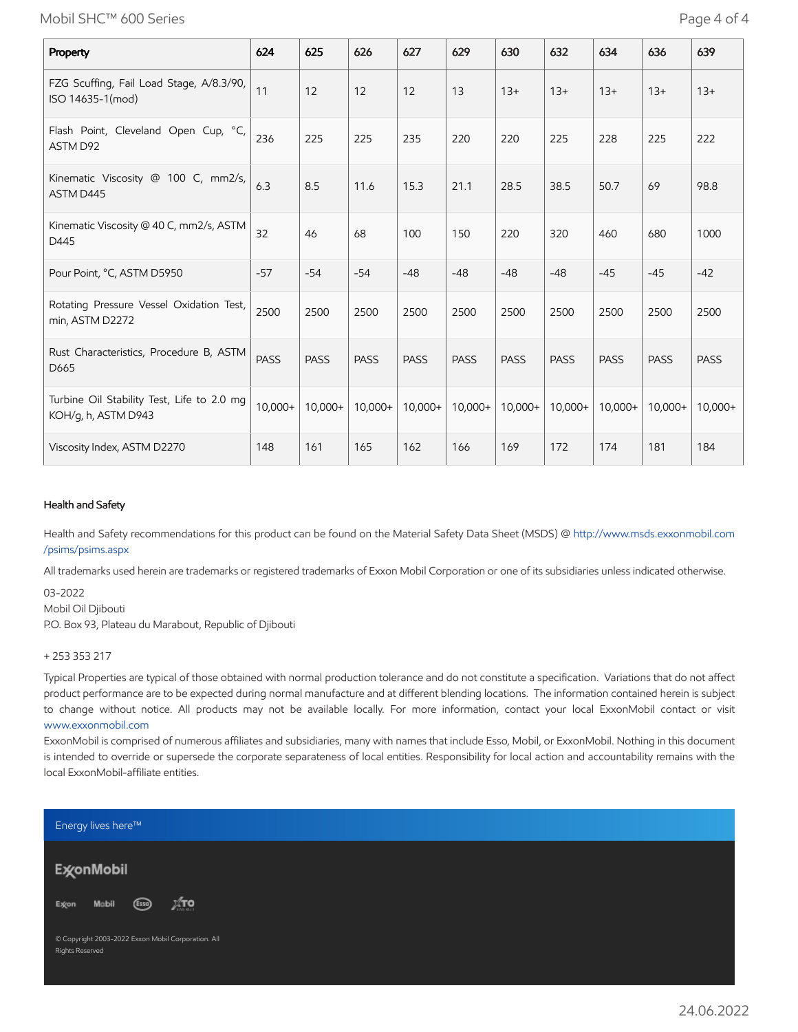| Property | 624 | 625 | 626 | 627 | 629 | 630 | 632 | 634 | 636 | 639 |
|---|---|---|---|---|---|---|---|---|---|---|
| FZG Scuffing, Fail Load Stage, A/8.3/90, ISO 14635-1(mod) | 11 | 12 | 12 | 12 | 13 | 13+ | 13+ | 13+ | 13+ | 13+ |
| Flash Point, Cleveland Open Cup, °C, ASTM D92 | 236 | 225 | 225 | 235 | 220 | 220 | 225 | 228 | 225 | 222 |
| Kinematic Viscosity @ 100 C, mm2/s, ASTM D445 | 6.3 | 8.5 | 11.6 | 15.3 | 21.1 | 28.5 | 38.5 | 50.7 | 69 | 98.8 |
| Kinematic Viscosity @ 40 C, mm2/s, ASTM D445 | 32 | 46 | 68 | 100 | 150 | 220 | 320 | 460 | 680 | 1000 |
| Pour Point, °C, ASTM D5950 | -57 | -54 | -54 | -48 | -48 | -48 | -48 | -45 | -45 | -42 |
| Rotating Pressure Vessel Oxidation Test, min, ASTM D2272 | 2500 | 2500 | 2500 | 2500 | 2500 | 2500 | 2500 | 2500 | 2500 | 2500 |
| Rust Characteristics, Procedure B, ASTM D665 | PASS | PASS | PASS | PASS | PASS | PASS | PASS | PASS | PASS | PASS |
| Turbine Oil Stability Test, Life to 2.0 mg KOH/g, h, ASTM D943 | 10,000+ | 10,000+ | 10,000+ | 10,000+ | 10,000+ | 10,000+ | 10,000+ | 10,000+ | 10,000+ | 10,000+ |
| Viscosity Index, ASTM D2270 | 148 | 161 | 165 | 162 | 166 | 169 | 172 | 174 | 181 | 184 |

### Health and Safety

Health and Safety recommendations for this product can be found on the Material Safety Data Sheet (MSDS) @ http://www.msds.exxonmobil.com/psims/psims.aspx

All trademarks used herein are trademarks or registered trademarks of Exxon Mobil Corporation or one of its subsidiaries unless indicated otherwise.

03-2022
Mobil Oil Djibouti
P.O. Box 93, Plateau du Marabout, Republic of Djibouti

+ 253 353 217

Typical Properties are typical of those obtained with normal production tolerance and do not constitute a specification. Variations that do not affect product performance are to be expected during normal manufacture and at different blending locations. The information contained herein is subject to change without notice. All products may not be available locally. For more information, contact your local ExxonMobil contact or visit www.exxonmobil.com

ExxonMobil is comprised of numerous affiliates and subsidiaries, many with names that include Esso, Mobil, or ExxonMobil. Nothing in this document is intended to override or supersede the corporate separateness of local entities. Responsibility for local action and accountability remains with the local ExxonMobil-affiliate entities.

Energy lives here™

ExxonMobil

Exxon Mobil Esso XTO

© Copyright 2003-2022 Exxon Mobil Corporation. All Rights Reserved

24.06.2022